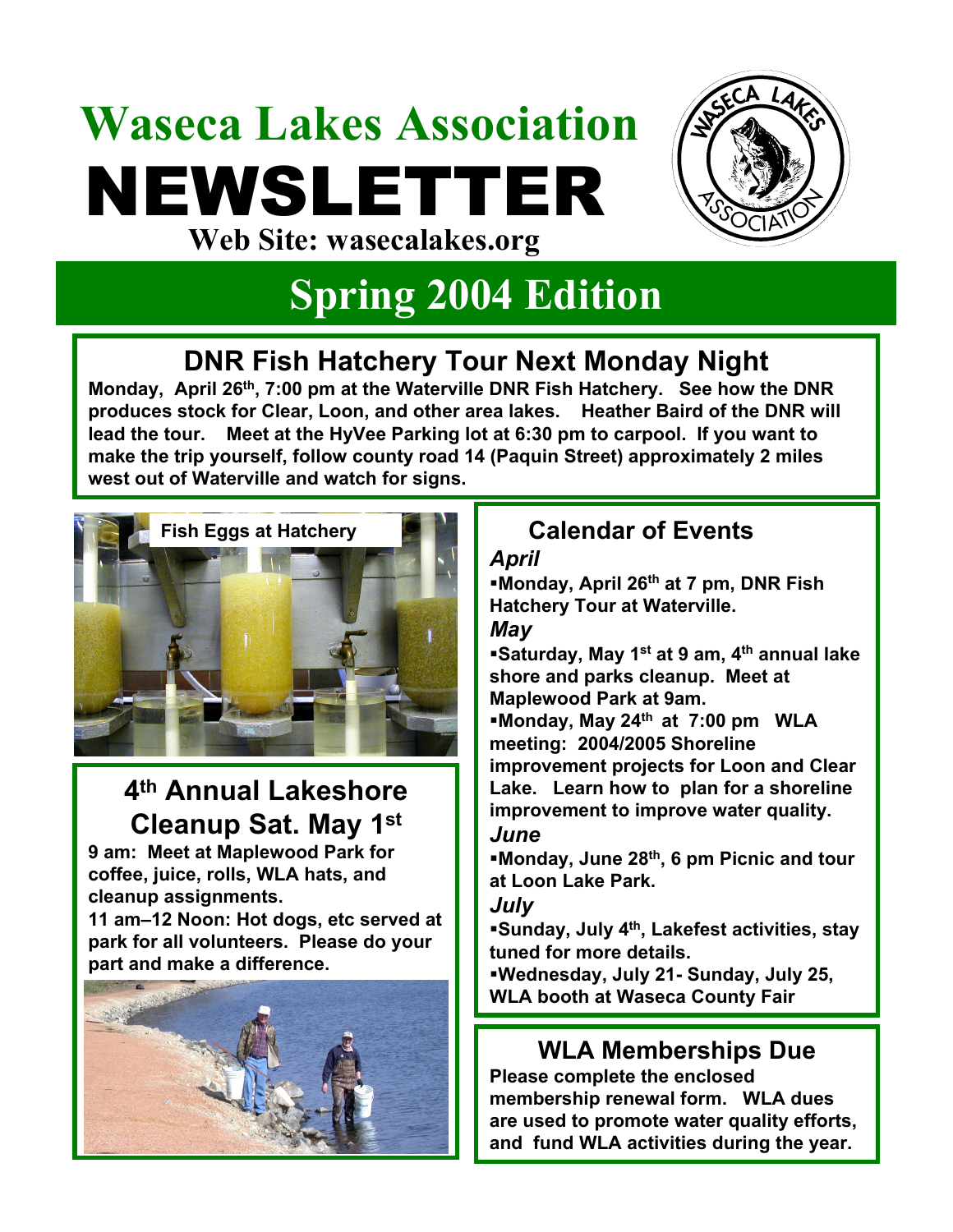# Waseca Lakes Association NEWSLETTER

**Web Site: wasecalakes.org**

## Spring 2004 Edition

## DNR Fish Hatchery Tour Next Monday Night

**Monday, April 26th, 7:00 pm at the Waterville DNR Fish Hatchery. See how the DNR produces stock for Clear, Loon, and other area lakes. Heather Baird of the DNR will lead the tour. Meet at the HyVee Parking lot at 6:30 pm to carpool. If you want to make the trip yourself, follow county road 14 (Paquin Street) approximately 2 miles west out of Waterville and watch for signs.**

Fish Eggs at Hatchery

## 4th Annual Lakeshore Cleanup Sat. May 1st

**9 am: Meet at Maplewood Park for coffee, juice, rolls, WLA hats, and cleanup assignments.**

**11 am–12 Noon: Hot dogs, etc served at park for all volunteers. Please do your part and make a difference.**

## Calendar of Events

***April***

- **Monday, April 26th at 7 pm, DNR Fish Hatchery Tour at Waterville.**

***May***

- **Saturday, May 1st at 9 am, 4th annual lake shore and parks cleanup. Meet at Maplewood Park at 9am.**
- **Monday, May 24th at 7:00 pm WLA meeting: 2004/2005 Shoreline improvement projects for Loon and Clear Lake. Learn how to plan for a shoreline improvement to improve water quality.**

***June***

- **Monday, June 28th, 6 pm Picnic and tour at Loon Lake Park.**

***July***

- **Sunday, July 4th, Lakefest activities, stay tuned for more details.**
- **Wednesday, July 21- Sunday, July 25, WLA booth at Waseca County Fair**

## WLA Memberships Due

**Please complete the enclosed membership renewal form. WLA dues are used to promote water quality efforts, and fund WLA activities during the year.**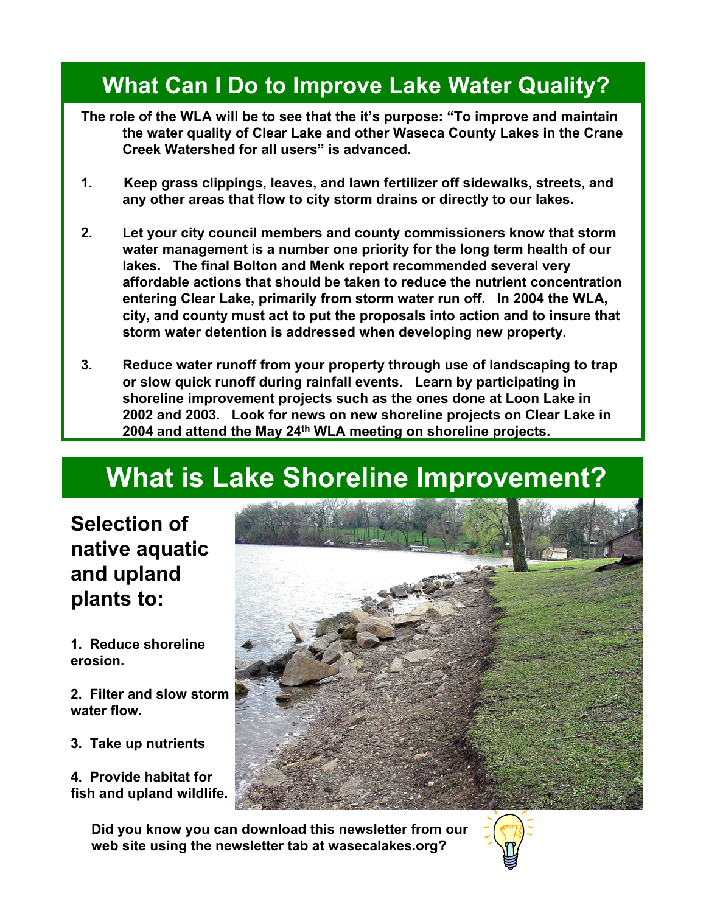## What Can I Do to Improve Lake Water Quality?

**The role of the WLA will be to see that the it's purpose: "To improve and maintain the water quality of Clear Lake and other Waseca County Lakes in the Crane Creek Watershed for all users" is advanced.**

1. **Keep grass clippings, leaves, and lawn fertilizer off sidewalks, streets, and any other areas that flow to city storm drains or directly to our lakes.**

2. **Let your city council members and county commissioners know that storm water management is a number one priority for the long term health of our lakes. The final Bolton and Menk report recommended several very affordable actions that should be taken to reduce the nutrient concentration entering Clear Lake, primarily from storm water run off. In 2004 the WLA, city, and county must act to put the proposals into action and to insure that storm water detention is addressed when developing new property.**

3. **Reduce water runoff from your property through use of landscaping to trap or slow quick runoff during rainfall events. Learn by participating in shoreline improvement projects such as the ones done at Loon Lake in 2002 and 2003. Look for news on new shoreline projects on Clear Lake in 2004 and attend the May 24th WLA meeting on shoreline projects.**

## What is Lake Shoreline Improvement?

### Selection of native aquatic and upland plants to:

**1. Reduce shoreline erosion.**

**2. Filter and slow storm water flow.**

**3. Take up nutrients**

**4. Provide habitat for fish and upland wildlife.**

**Did you know you can download this newsletter from our web site using the newsletter tab at wasecalakes.org?**